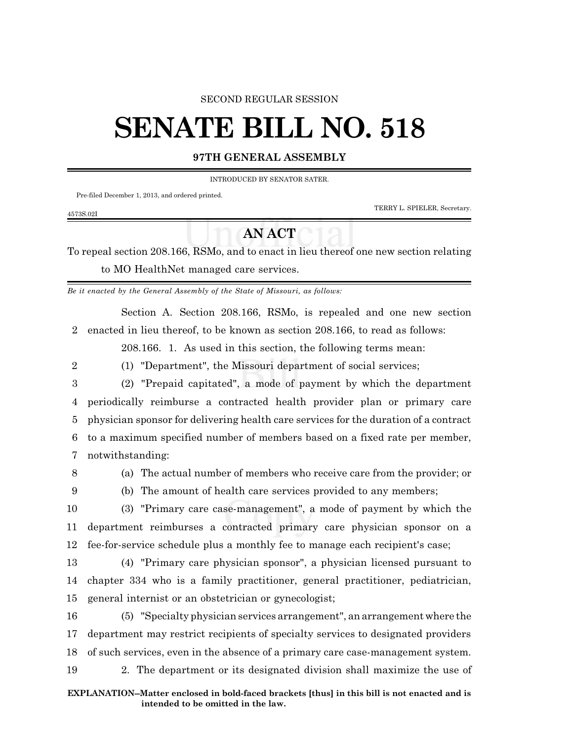SECOND REGULAR SESSION

# SENATE BILL NO. 518

**97TH GENERAL ASSEMBLY**

INTRODUCED BY SENATOR SATER.

Pre-filed December 1, 2013, and ordered printed.

TERRY L. SPIELER, Secretary.

4573S.02I

## AN ACT

To repeal section 208.166, RSMo, and to enact in lieu thereof one new section relating to MO HealthNet managed care services.

*Be it enacted by the General Assembly of the State of Missouri, as follows:*

Section A. Section 208.166, RSMo, is repealed and one new section enacted in lieu thereof, to be known as section 208.166, to read as follows:

208.166. 1. As used in this section, the following terms mean:

(1) "Department", the Missouri department of social services;

(2) "Prepaid capitated", a mode of payment by which the department periodically reimburse a contracted health provider plan or primary care physician sponsor for delivering health care services for the duration of a contract to a maximum specified number of members based on a fixed rate per member, notwithstanding:

(a) The actual number of members who receive care from the provider; or

(b) The amount of health care services provided to any members;

(3) "Primary care case-management", a mode of payment by which the department reimburses a contracted primary care physician sponsor on a fee-for-service schedule plus a monthly fee to manage each recipient's case;

(4) "Primary care physician sponsor", a physician licensed pursuant to chapter 334 who is a family practitioner, general practitioner, pediatrician, general internist or an obstetrician or gynecologist;

(5) "Specialty physician services arrangement", an arrangement where the department may restrict recipients of specialty services to designated providers of such services, even in the absence of a primary care case-management system.

2. The department or its designated division shall maximize the use of

**EXPLANATION–Matter enclosed in bold-faced brackets [thus] in this bill is not enacted and is intended to be omitted in the law.**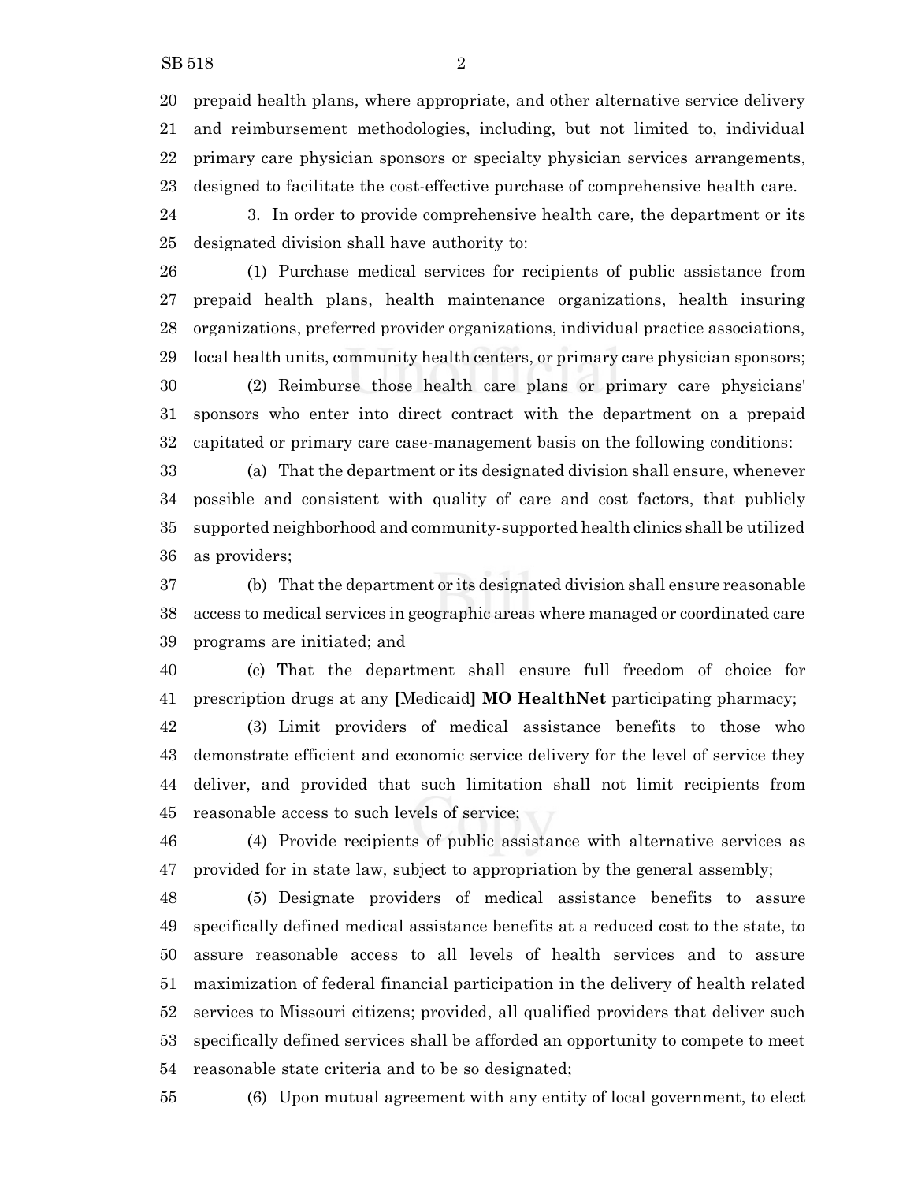prepaid health plans, where appropriate, and other alternative service delivery and reimbursement methodologies, including, but not limited to, individual primary care physician sponsors or specialty physician services arrangements, designed to facilitate the cost-effective purchase of comprehensive health care.

3. In order to provide comprehensive health care, the department or its designated division shall have authority to:

(1) Purchase medical services for recipients of public assistance from prepaid health plans, health maintenance organizations, health insuring organizations, preferred provider organizations, individual practice associations, local health units, community health centers, or primary care physician sponsors;

(2) Reimburse those health care plans or primary care physicians' sponsors who enter into direct contract with the department on a prepaid capitated or primary care case-management basis on the following conditions:

(a) That the department or its designated division shall ensure, whenever possible and consistent with quality of care and cost factors, that publicly supported neighborhood and community-supported health clinics shall be utilized as providers;

(b) That the department or its designated division shall ensure reasonable access to medical services in geographic areas where managed or coordinated care programs are initiated; and

(c) That the department shall ensure full freedom of choice for prescription drugs at any **[**Medicaid**] MO HealthNet** participating pharmacy;

(3) Limit providers of medical assistance benefits to those who demonstrate efficient and economic service delivery for the level of service they deliver, and provided that such limitation shall not limit recipients from reasonable access to such levels of service;

(4) Provide recipients of public assistance with alternative services as provided for in state law, subject to appropriation by the general assembly;

(5) Designate providers of medical assistance benefits to assure specifically defined medical assistance benefits at a reduced cost to the state, to assure reasonable access to all levels of health services and to assure maximization of federal financial participation in the delivery of health related services to Missouri citizens; provided, all qualified providers that deliver such specifically defined services shall be afforded an opportunity to compete to meet reasonable state criteria and to be so designated;

(6) Upon mutual agreement with any entity of local government, to elect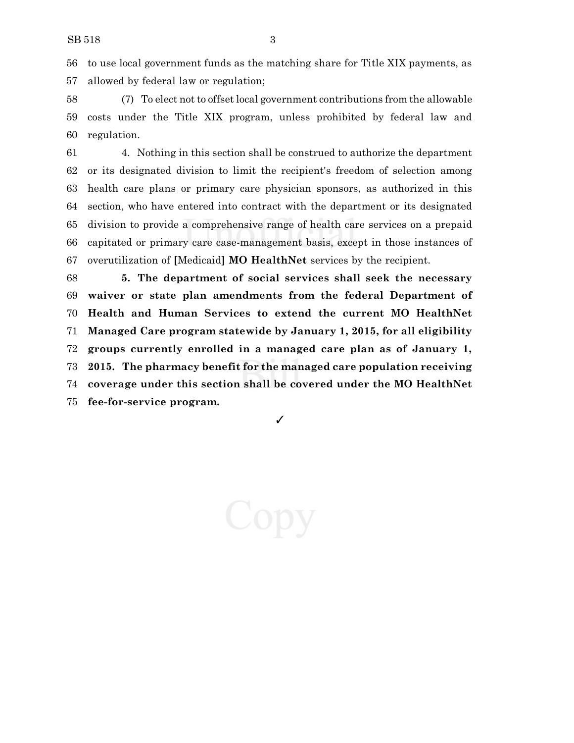to use local government funds as the matching share for Title XIX payments, as allowed by federal law or regulation;

(7) To elect not to offset local government contributions from the allowable costs under the Title XIX program, unless prohibited by federal law and regulation.

4. Nothing in this section shall be construed to authorize the department or its designated division to limit the recipient's freedom of selection among health care plans or primary care physician sponsors, as authorized in this section, who have entered into contract with the department or its designated division to provide a comprehensive range of health care services on a prepaid capitated or primary care case-management basis, except in those instances of overutilization of **[**Medicaid**]** **MO HealthNet** services by the recipient.

**5. The department of social services shall seek the necessary waiver or state plan amendments from the federal Department of Health and Human Services to extend the current MO HealthNet Managed Care program statewide by January 1, 2015, for all eligibility groups currently enrolled in a managed care plan as of January 1, 2015. The pharmacy benefit for the managed care population receiving coverage under this section shall be covered under the MO HealthNet fee-for-service program.**

✓